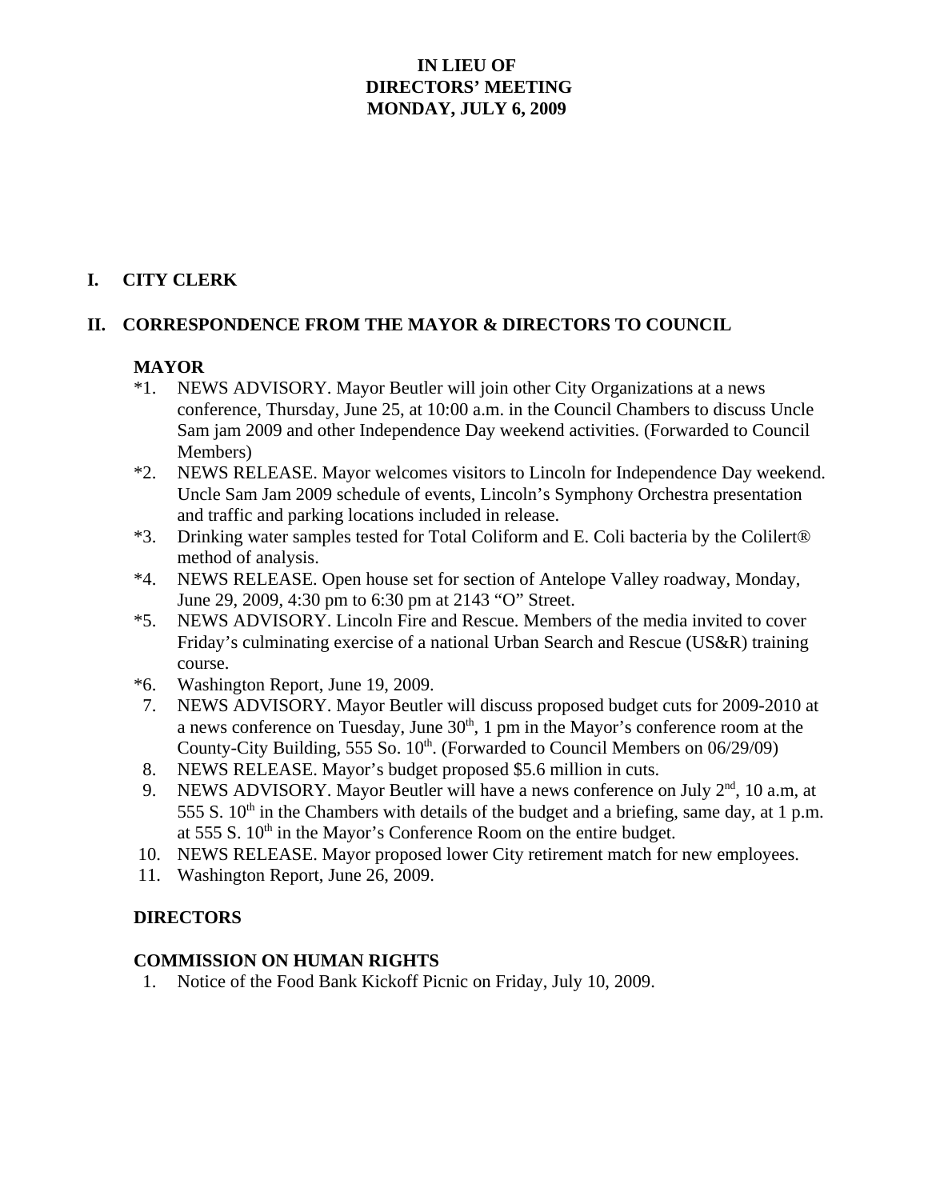# IN LIEU OF
# DIRECTORS' MEETING
# MONDAY, JULY 6, 2009

## I. CITY CLERK

## II. CORRESPONDENCE FROM THE MAYOR & DIRECTORS TO COUNCIL

### MAYOR

*1. NEWS ADVISORY. Mayor Beutler will join other City Organizations at a news conference, Thursday, June 25, at 10:00 a.m. in the Council Chambers to discuss Uncle Sam jam 2009 and other Independence Day weekend activities. (Forwarded to Council Members)

*2. NEWS RELEASE. Mayor welcomes visitors to Lincoln for Independence Day weekend. Uncle Sam Jam 2009 schedule of events, Lincoln's Symphony Orchestra presentation and traffic and parking locations included in release.

*3. Drinking water samples tested for Total Coliform and E. Coli bacteria by the Colilert® method of analysis.

*4. NEWS RELEASE. Open house set for section of Antelope Valley roadway, Monday, June 29, 2009, 4:30 pm to 6:30 pm at 2143 "O" Street.

*5. NEWS ADVISORY. Lincoln Fire and Rescue. Members of the media invited to cover Friday's culminating exercise of a national Urban Search and Rescue (US&R) training course.

*6. Washington Report, June 19, 2009.

7. NEWS ADVISORY. Mayor Beutler will discuss proposed budget cuts for 2009-2010 at a news conference on Tuesday, June 30th, 1 pm in the Mayor's conference room at the County-City Building, 555 So. 10th. (Forwarded to Council Members on 06/29/09)

8. NEWS RELEASE. Mayor's budget proposed $5.6 million in cuts.

9. NEWS ADVISORY. Mayor Beutler will have a news conference on July 2nd, 10 a.m, at 555 S. 10th in the Chambers with details of the budget and a briefing, same day, at 1 p.m. at 555 S. 10th in the Mayor's Conference Room on the entire budget.

10. NEWS RELEASE. Mayor proposed lower City retirement match for new employees.

11. Washington Report, June 26, 2009.

### DIRECTORS

### COMMISSION ON HUMAN RIGHTS

1. Notice of the Food Bank Kickoff Picnic on Friday, July 10, 2009.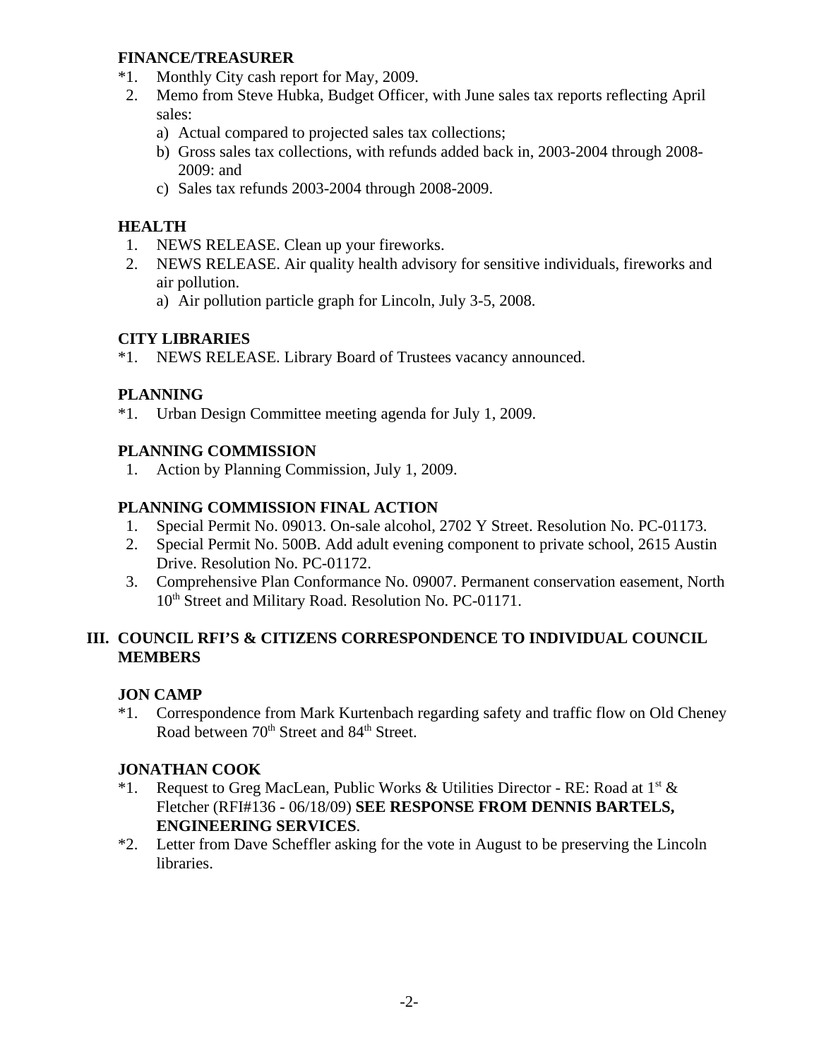**FINANCE/TREASURER**

*1. Monthly City cash report for May, 2009.

2. Memo from Steve Hubka, Budget Officer, with June sales tax reports reflecting April sales:
   a) Actual compared to projected sales tax collections;
   b) Gross sales tax collections, with refunds added back in, 2003-2004 through 2008-2009: and
   c) Sales tax refunds 2003-2004 through 2008-2009.

**HEALTH**

1. NEWS RELEASE. Clean up your fireworks.
2. NEWS RELEASE. Air quality health advisory for sensitive individuals, fireworks and air pollution.
   a) Air pollution particle graph for Lincoln, July 3-5, 2008.

**CITY LIBRARIES**

*1. NEWS RELEASE. Library Board of Trustees vacancy announced.

**PLANNING**

*1. Urban Design Committee meeting agenda for July 1, 2009.

**PLANNING COMMISSION**

1. Action by Planning Commission, July 1, 2009.

**PLANNING COMMISSION FINAL ACTION**

1. Special Permit No. 09013. On-sale alcohol, 2702 Y Street. Resolution No. PC-01173.
2. Special Permit No. 500B. Add adult evening component to private school, 2615 Austin Drive. Resolution No. PC-01172.
3. Comprehensive Plan Conformance No. 09007. Permanent conservation easement, North 10th Street and Military Road. Resolution No. PC-01171.

## III. COUNCIL RFI'S & CITIZENS CORRESPONDENCE TO INDIVIDUAL COUNCIL MEMBERS

**JON CAMP**

*1. Correspondence from Mark Kurtenbach regarding safety and traffic flow on Old Cheney Road between 70th Street and 84th Street.

**JONATHAN COOK**

*1. Request to Greg MacLean, Public Works & Utilities Director - RE: Road at 1st & Fletcher (RFI#136 - 06/18/09) **SEE RESPONSE FROM DENNIS BARTELS, ENGINEERING SERVICES**.

*2. Letter from Dave Scheffler asking for the vote in August to be preserving the Lincoln libraries.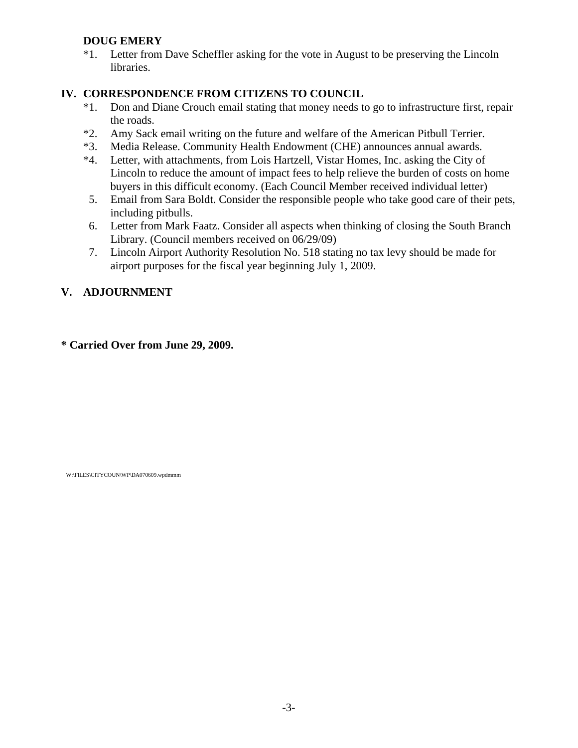**DOUG EMERY**

*1. Letter from Dave Scheffler asking for the vote in August to be preserving the Lincoln libraries.

## IV. CORRESPONDENCE FROM CITIZENS TO COUNCIL

*1. Don and Diane Crouch email stating that money needs to go to infrastructure first, repair the roads.
*2. Amy Sack email writing on the future and welfare of the American Pitbull Terrier.
*3. Media Release. Community Health Endowment (CHE) announces annual awards.
*4. Letter, with attachments, from Lois Hartzell, Vistar Homes, Inc. asking the City of Lincoln to reduce the amount of impact fees to help relieve the burden of costs on home buyers in this difficult economy. (Each Council Member received individual letter)
5. Email from Sara Boldt. Consider the responsible people who take good care of their pets, including pitbulls.
6. Letter from Mark Faatz. Consider all aspects when thinking of closing the South Branch Library. (Council members received on 06/29/09)
7. Lincoln Airport Authority Resolution No. 518 stating no tax levy should be made for airport purposes for the fiscal year beginning July 1, 2009.

## V. ADJOURNMENT

**\* Carried Over from June 29, 2009.**

W:\FILES\CITYCOUN\WP\DA070609.wpdmmm